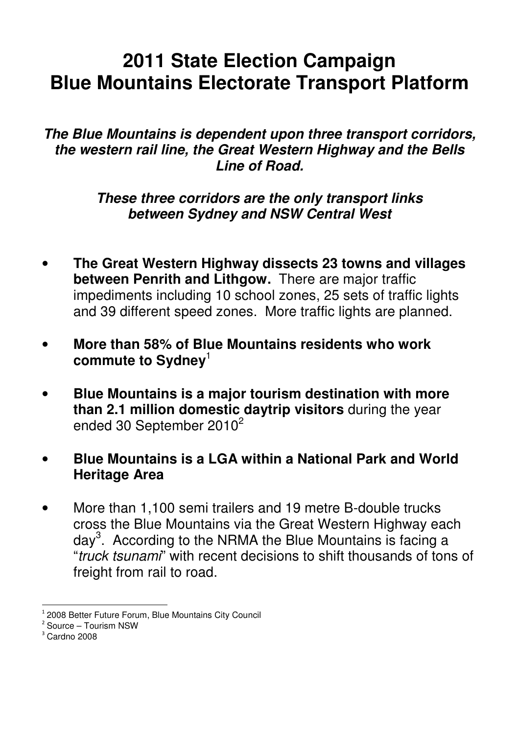# 2011 State Election Campaign
# Blue Mountains Electorate Transport Platform

***The Blue Mountains is dependent upon three transport corridors, the western rail line, the Great Western Highway and the Bells Line of Road.***

***These three corridors are the only transport links between Sydney and NSW Central West***

- **The Great Western Highway dissects 23 towns and villages between Penrith and Lithgow.** There are major traffic impediments including 10 school zones, 25 sets of traffic lights and 39 different speed zones. More traffic lights are planned.
- **More than 58% of Blue Mountains residents who work commute to Sydney**[1]
- **Blue Mountains is a major tourism destination with more than 2.1 million domestic daytrip visitors** during the year ended 30 September 2010[2]
- **Blue Mountains is a LGA within a National Park and World Heritage Area**
- More than 1,100 semi trailers and 19 metre B-double trucks cross the Blue Mountains via the Great Western Highway each day[3]. According to the NRMA the Blue Mountains is facing a "*truck tsunami*" with recent decisions to shift thousands of tons of freight from rail to road.

---

[1] 2008 Better Future Forum, Blue Mountains City Council

[2] Source – Tourism NSW

[3] Cardno 2008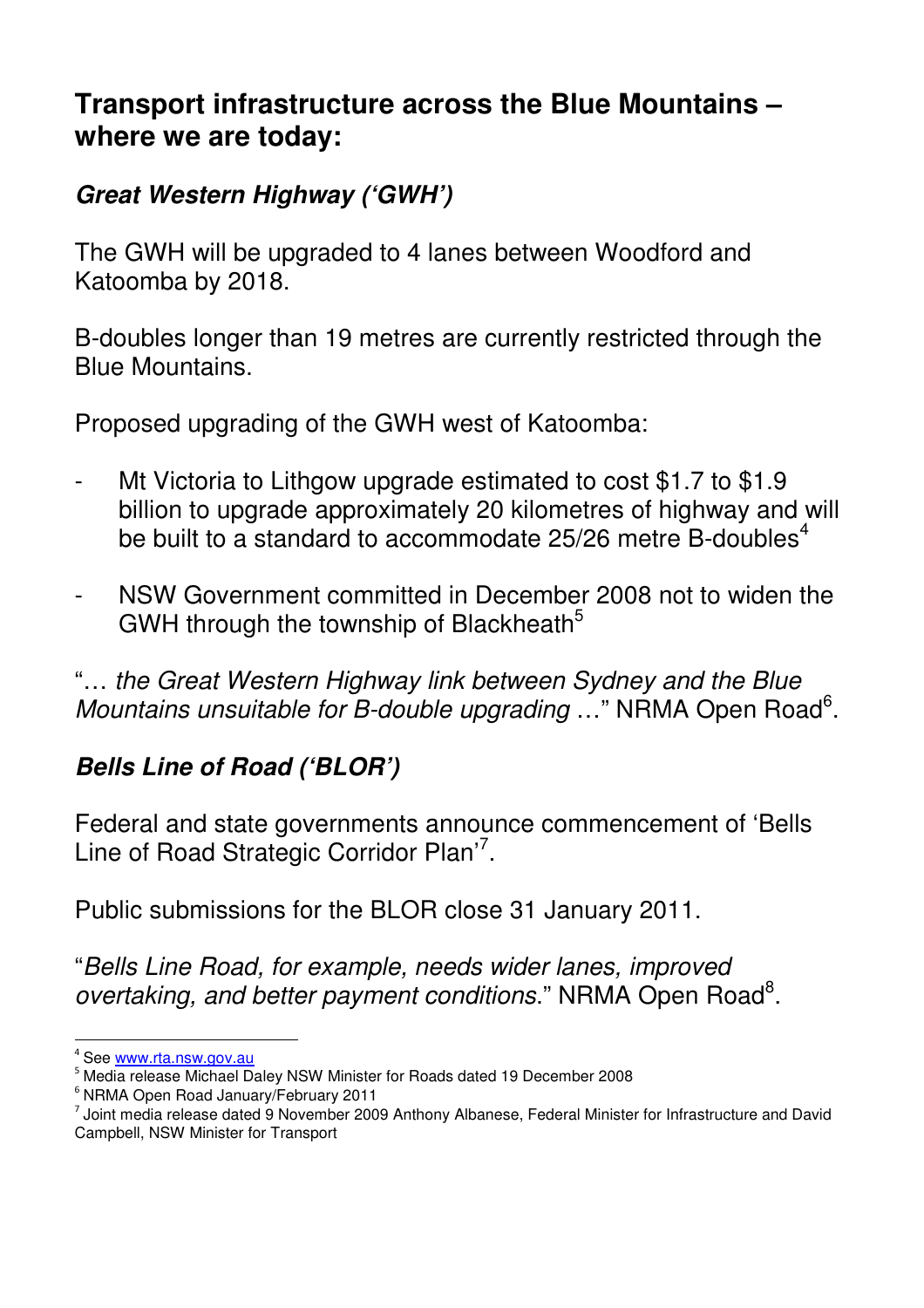# Transport infrastructure across the Blue Mountains – where we are today:

## *Great Western Highway ('GWH')*

The GWH will be upgraded to 4 lanes between Woodford and Katoomba by 2018.

B-doubles longer than 19 metres are currently restricted through the Blue Mountains.

Proposed upgrading of the GWH west of Katoomba:

- Mt Victoria to Lithgow upgrade estimated to cost $1.7 to $1.9 billion to upgrade approximately 20 kilometres of highway and will be built to a standard to accommodate 25/26 metre B-doubles[4]

- NSW Government committed in December 2008 not to widen the GWH through the township of Blackheath[5]

"… *the Great Western Highway link between Sydney and the Blue Mountains unsuitable for B-double upgrading* …" NRMA Open Road[6].

## *Bells Line of Road ('BLOR')*

Federal and state governments announce commencement of 'Bells Line of Road Strategic Corridor Plan'[7].

Public submissions for the BLOR close 31 January 2011.

"*Bells Line Road, for example, needs wider lanes, improved overtaking, and better payment conditions*." NRMA Open Road[8].

---

[4] See www.rta.nsw.gov.au

[5] Media release Michael Daley NSW Minister for Roads dated 19 December 2008

[6] NRMA Open Road January/February 2011

[7] Joint media release dated 9 November 2009 Anthony Albanese, Federal Minister for Infrastructure and David Campbell, NSW Minister for Transport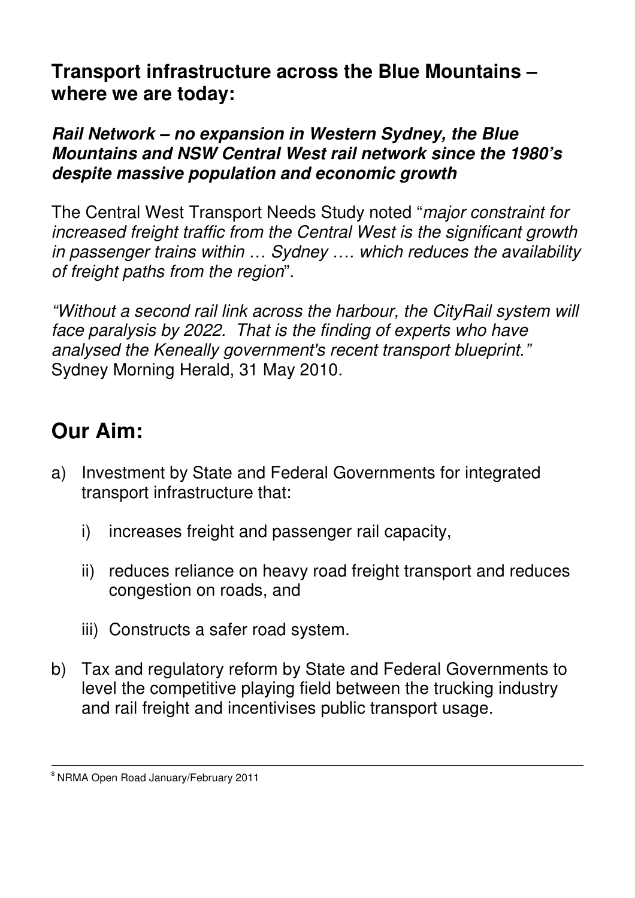## Transport infrastructure across the Blue Mountains – where we are today:

### *Rail Network – no expansion in Western Sydney, the Blue Mountains and NSW Central West rail network since the 1980's despite massive population and economic growth*

The Central West Transport Needs Study noted "*major constraint for increased freight traffic from the Central West is the significant growth in passenger trains within … Sydney …. which reduces the availability of freight paths from the region*".

*"Without a second rail link across the harbour, the CityRail system will face paralysis by 2022. That is the finding of experts who have analysed the Keneally government's recent transport blueprint."* Sydney Morning Herald, 31 May 2010.

# Our Aim:

a) Investment by State and Federal Governments for integrated transport infrastructure that:

   i) increases freight and passenger rail capacity,

   ii) reduces reliance on heavy road freight transport and reduces congestion on roads, and

   iii) Constructs a safer road system.

b) Tax and regulatory reform by State and Federal Governments to level the competitive playing field between the trucking industry and rail freight and incentivises public transport usage.

---

[8] NRMA Open Road January/February 2011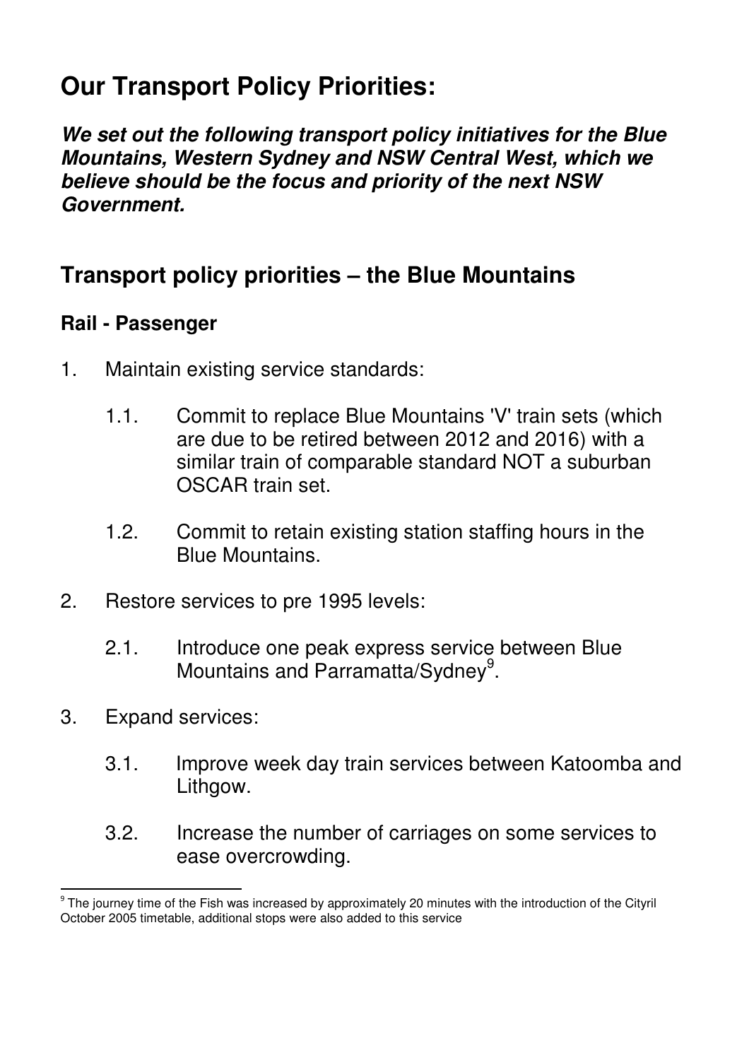# Our Transport Policy Priorities:

***We set out the following transport policy initiatives for the Blue Mountains, Western Sydney and NSW Central West, which we believe should be the focus and priority of the next NSW Government.***

## Transport policy priorities – the Blue Mountains

### Rail - Passenger

1. Maintain existing service standards:

   1.1. Commit to replace Blue Mountains 'V' train sets (which are due to be retired between 2012 and 2016) with a similar train of comparable standard NOT a suburban OSCAR train set.

   1.2. Commit to retain existing station staffing hours in the Blue Mountains.

2. Restore services to pre 1995 levels:

   2.1. Introduce one peak express service between Blue Mountains and Parramatta/Sydney[9].

3. Expand services:

   3.1. Improve week day train services between Katoomba and Lithgow.

   3.2. Increase the number of carriages on some services to ease overcrowding.

---

[9] The journey time of the Fish was increased by approximately 20 minutes with the introduction of the Cityril October 2005 timetable, additional stops were also added to this service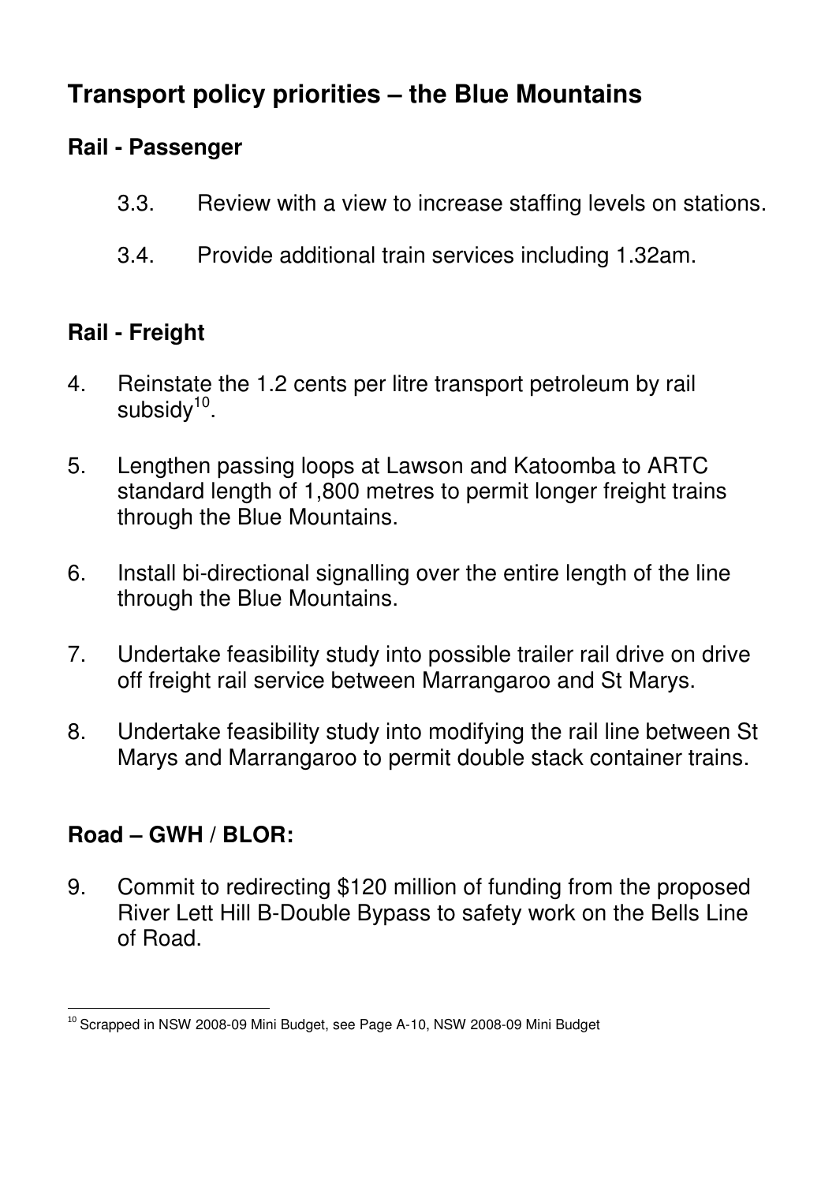# Transport policy priorities – the Blue Mountains

## Rail - Passenger

3.3. Review with a view to increase staffing levels on stations.

3.4. Provide additional train services including 1.32am.

## Rail - Freight

4. Reinstate the 1.2 cents per litre transport petroleum by rail subsidy[10].

5. Lengthen passing loops at Lawson and Katoomba to ARTC standard length of 1,800 metres to permit longer freight trains through the Blue Mountains.

6. Install bi-directional signalling over the entire length of the line through the Blue Mountains.

7. Undertake feasibility study into possible trailer rail drive on drive off freight rail service between Marrangaroo and St Marys.

8. Undertake feasibility study into modifying the rail line between St Marys and Marrangaroo to permit double stack container trains.

## Road – GWH / BLOR:

9. Commit to redirecting $120 million of funding from the proposed River Lett Hill B-Double Bypass to safety work on the Bells Line of Road.

[10] Scrapped in NSW 2008-09 Mini Budget, see Page A-10, NSW 2008-09 Mini Budget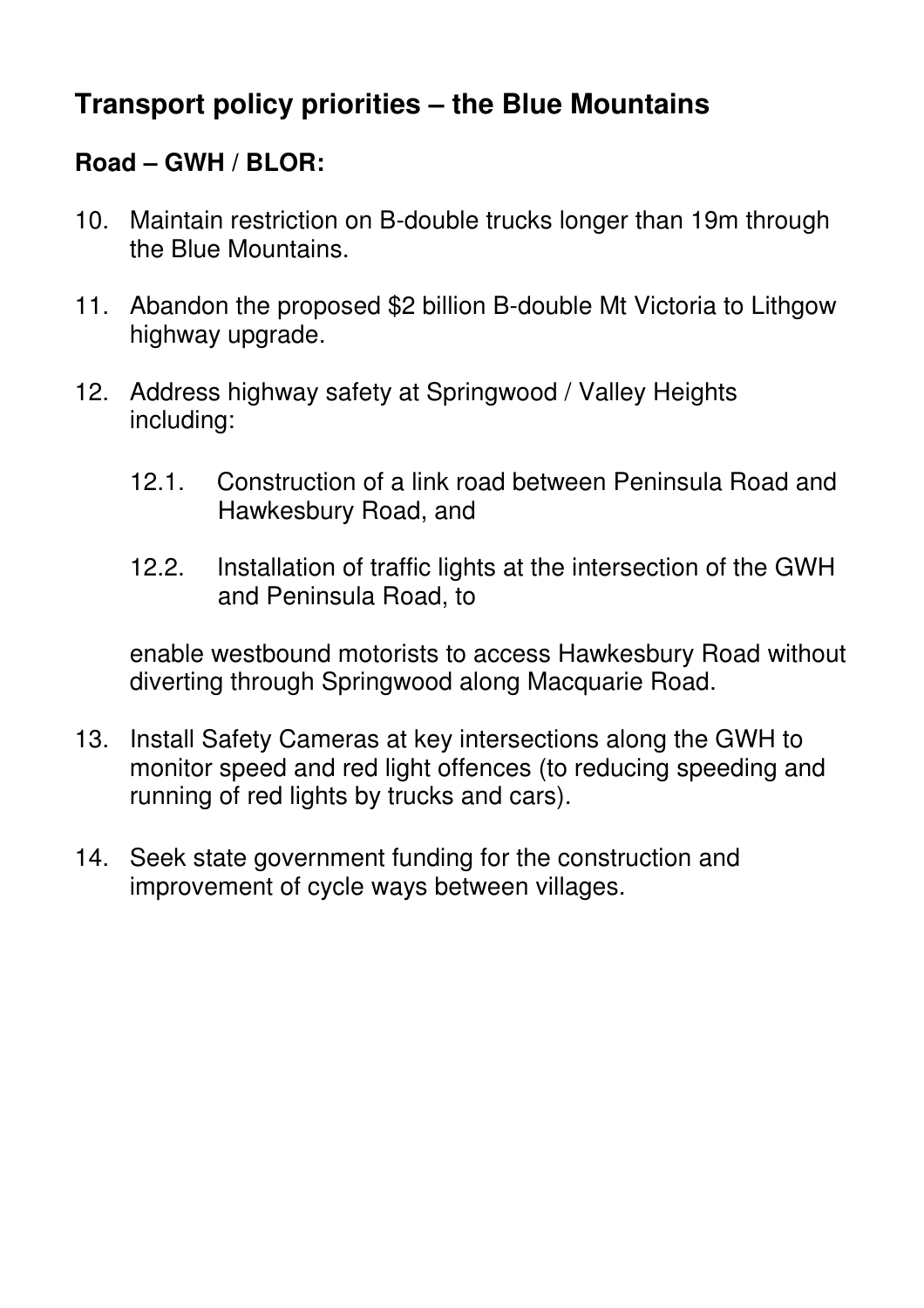## Transport policy priorities – the Blue Mountains

### Road – GWH / BLOR:

10. Maintain restriction on B-double trucks longer than 19m through the Blue Mountains.

11. Abandon the proposed $2 billion B-double Mt Victoria to Lithgow highway upgrade.

12. Address highway safety at Springwood / Valley Heights including:

    12.1. Construction of a link road between Peninsula Road and Hawkesbury Road, and

    12.2. Installation of traffic lights at the intersection of the GWH and Peninsula Road, to

    enable westbound motorists to access Hawkesbury Road without diverting through Springwood along Macquarie Road.

13. Install Safety Cameras at key intersections along the GWH to monitor speed and red light offences (to reducing speeding and running of red lights by trucks and cars).

14. Seek state government funding for the construction and improvement of cycle ways between villages.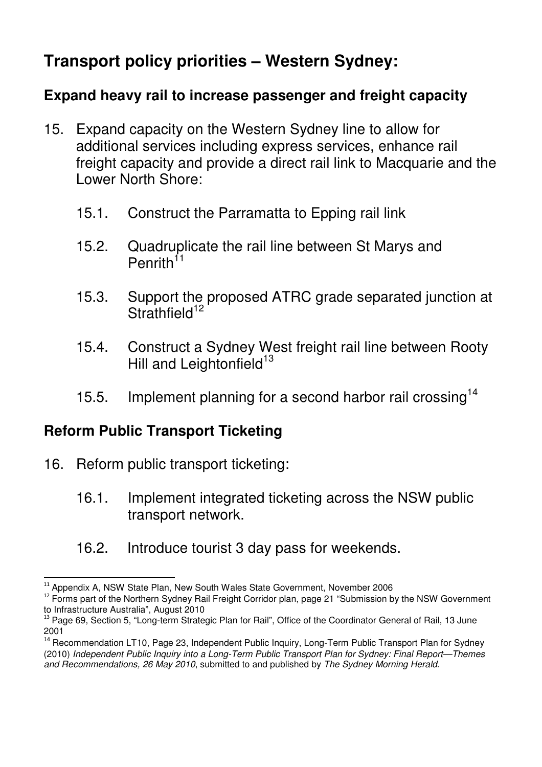# Transport policy priorities – Western Sydney:

## Expand heavy rail to increase passenger and freight capacity

15. Expand capacity on the Western Sydney line to allow for additional services including express services, enhance rail freight capacity and provide a direct rail link to Macquarie and the Lower North Shore:

    15.1. Construct the Parramatta to Epping rail link

    15.2. Quadruplicate the rail line between St Marys and Penrith[11]

    15.3. Support the proposed ATRC grade separated junction at Strathfield[12]

    15.4. Construct a Sydney West freight rail line between Rooty Hill and Leightonfield[13]

    15.5. Implement planning for a second harbor rail crossing[14]

## Reform Public Transport Ticketing

16. Reform public transport ticketing:

    16.1. Implement integrated ticketing across the NSW public transport network.

    16.2. Introduce tourist 3 day pass for weekends.

---

[11] Appendix A, NSW State Plan, New South Wales State Government, November 2006

[12] Forms part of the Northern Sydney Rail Freight Corridor plan, page 21 "Submission by the NSW Government to Infrastructure Australia", August 2010

[13] Page 69, Section 5, "Long-term Strategic Plan for Rail", Office of the Coordinator General of Rail, 13 June 2001

[14] Recommendation LT10, Page 23, Independent Public Inquiry, Long-Term Public Transport Plan for Sydney (2010) *Independent Public Inquiry into a Long-Term Public Transport Plan for Sydney: Final Report—Themes and Recommendations, 26 May 2010*, submitted to and published by *The Sydney Morning Herald*.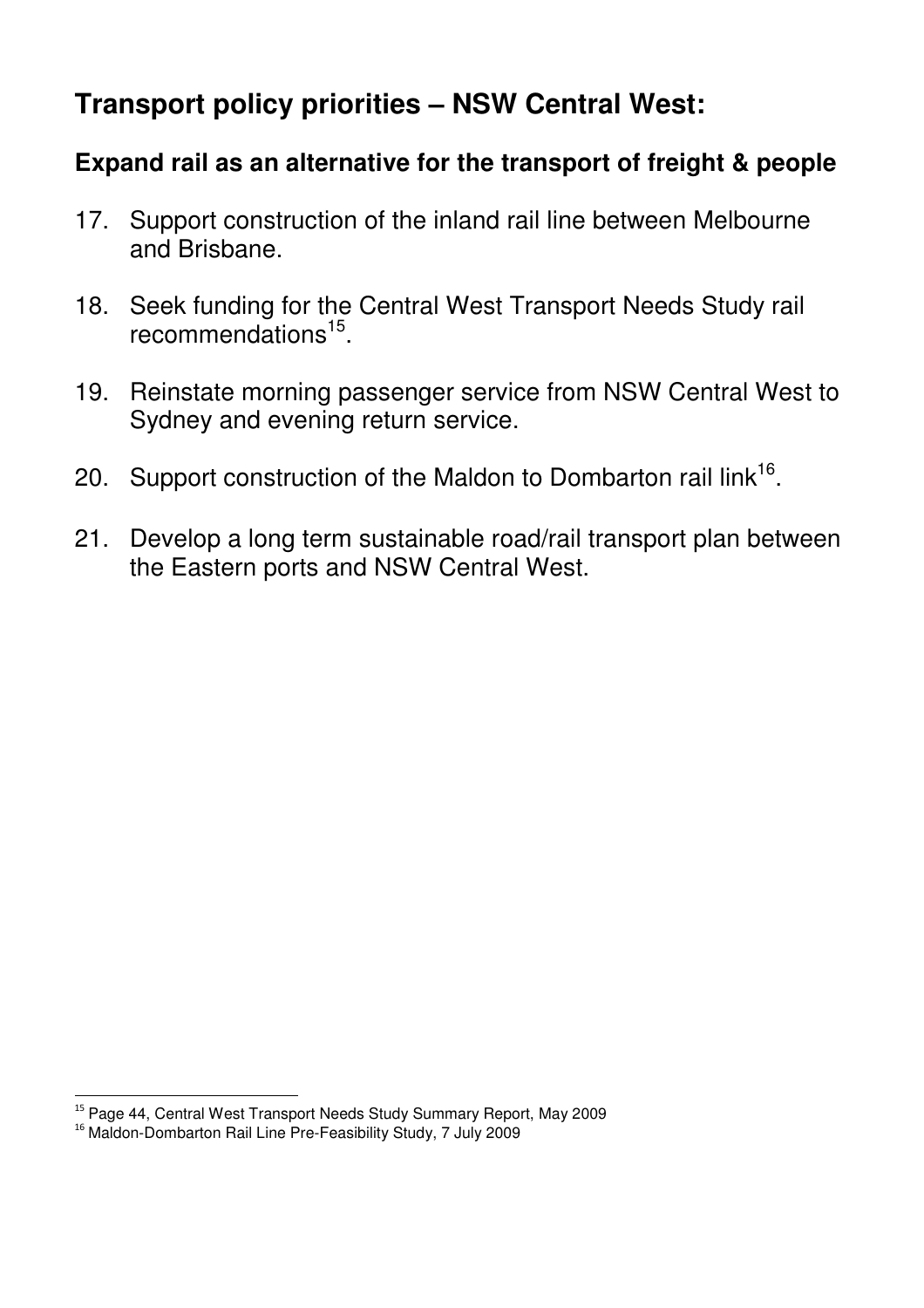# Transport policy priorities – NSW Central West:

## Expand rail as an alternative for the transport of freight & people

17. Support construction of the inland rail line between Melbourne and Brisbane.

18. Seek funding for the Central West Transport Needs Study rail recommendations[15].

19. Reinstate morning passenger service from NSW Central West to Sydney and evening return service.

20. Support construction of the Maldon to Dombarton rail link[16].

21. Develop a long term sustainable road/rail transport plan between the Eastern ports and NSW Central West.

---

[15] Page 44, Central West Transport Needs Study Summary Report, May 2009

[16] Maldon-Dombarton Rail Line Pre-Feasibility Study, 7 July 2009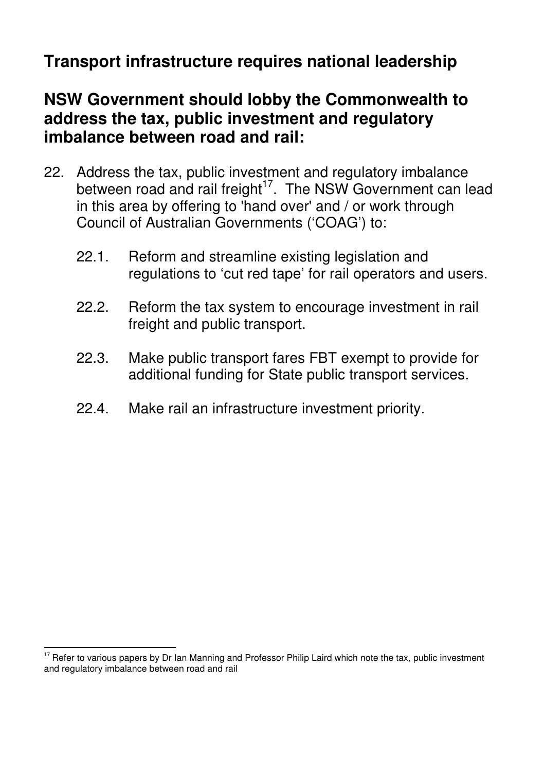## Transport infrastructure requires national leadership

## NSW Government should lobby the Commonwealth to address the tax, public investment and regulatory imbalance between road and rail:

22. Address the tax, public investment and regulatory imbalance between road and rail freight[17]. The NSW Government can lead in this area by offering to 'hand over' and / or work through Council of Australian Governments ('COAG') to:

    22.1. Reform and streamline existing legislation and regulations to 'cut red tape' for rail operators and users.

    22.2. Reform the tax system to encourage investment in rail freight and public transport.

    22.3. Make public transport fares FBT exempt to provide for additional funding for State public transport services.

    22.4. Make rail an infrastructure investment priority.

[17] Refer to various papers by Dr Ian Manning and Professor Philip Laird which note the tax, public investment and regulatory imbalance between road and rail